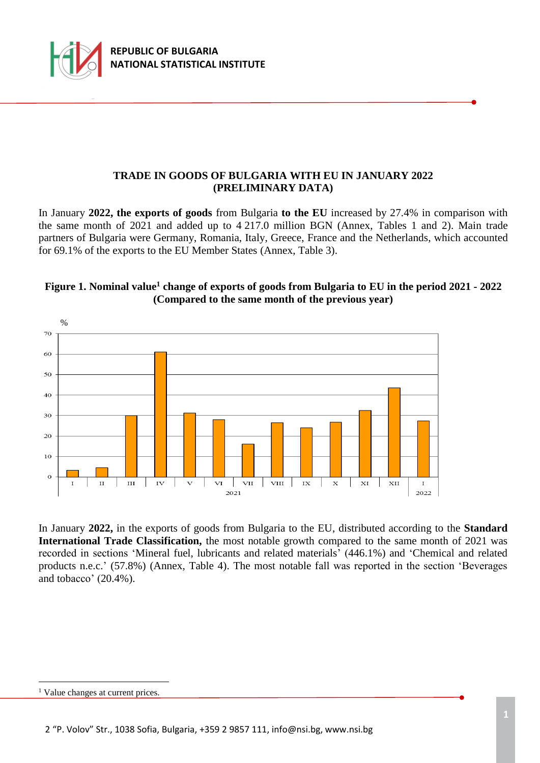# TRADE IN GOODS OF BULGARIA WITH EU IN JANUARY 2022 (PRELIMINARY DATA)

In January **2022, the exports of goods** from Bulgaria **to the EU** increased by 27.4% in comparison with the same month of 2021 and added up to 4 217.0 million BGN (Annex, Tables 1 and 2). Main trade partners of Bulgaria were Germany, Romania, Italy, Greece, France and the Netherlands, which accounted for 69.1% of the exports to the EU Member States (Annex, Table 3).

**Figure 1. Nominal value[1] change of exports of goods from Bulgaria to EU in the period 2021 - 2022 (Compared to the same month of the previous year)**

In January **2022,** in the exports of goods from Bulgaria to the EU, distributed according to the **Standard International Trade Classification,** the most notable growth compared to the same month of 2021 was recorded in sections 'Mineral fuel, lubricants and related materials' (446.1%) and 'Chemical and related products n.e.c.' (57.8%) (Annex, Table 4). The most notable fall was reported in the section 'Beverages and tobacco' (20.4%).

[1] Value changes at current prices.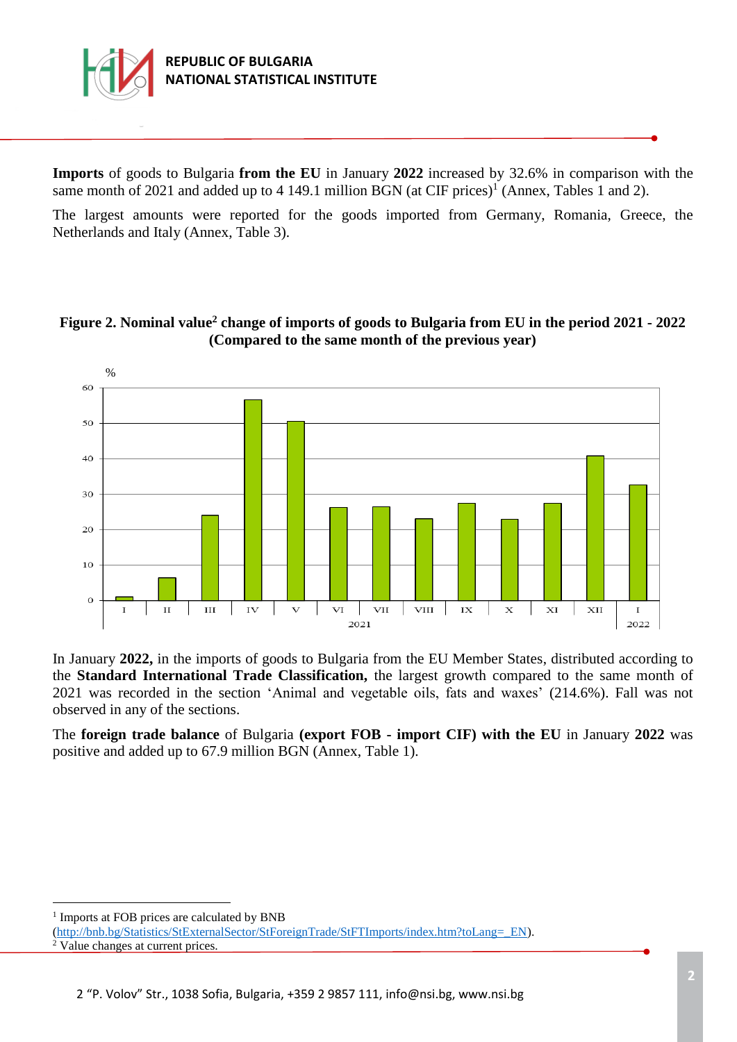**Imports** of goods to Bulgaria **from the EU** in January **2022** increased by 32.6% in comparison with the same month of 2021 and added up to 4 149.1 million BGN (at CIF prices)[1] (Annex, Tables 1 and 2).

The largest amounts were reported for the goods imported from Germany, Romania, Greece, the Netherlands and Italy (Annex, Table 3).

**Figure 2. Nominal value[2] change of imports of goods to Bulgaria from EU in the period 2021 - 2022 (Compared to the same month of the previous year)**

In January **2022,** in the imports of goods to Bulgaria from the EU Member States, distributed according to the **Standard International Trade Classification,** the largest growth compared to the same month of 2021 was recorded in the section 'Animal and vegetable oils, fats and waxes' (214.6%). Fall was not observed in any of the sections.

The **foreign trade balance** of Bulgaria **(export FOB - import CIF) with the EU** in January **2022** was positive and added up to 67.9 million BGN (Annex, Table 1).

---

[1] Imports at FOB prices are calculated by BNB (http://bnb.bg/Statistics/StExternalSector/StForeignTrade/StFTImports/index.htm?toLang=_EN).

[2] Value changes at current prices.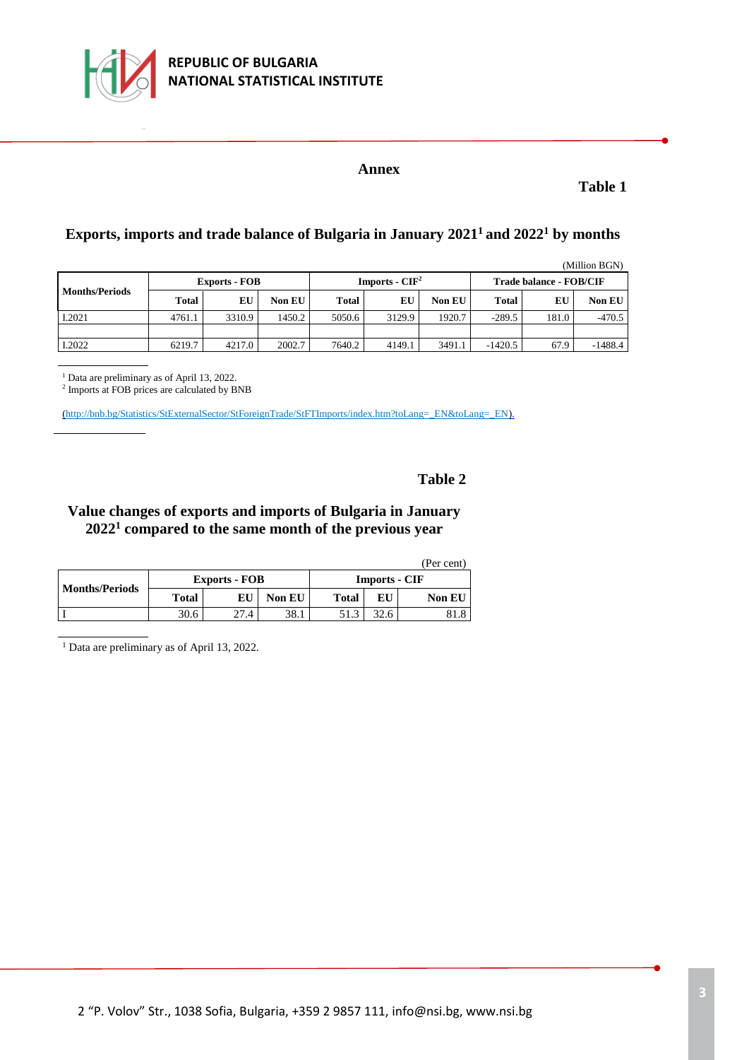## Annex

**Table 1**

### Exports, imports and trade balance of Bulgaria in January 2021[1] and 2022[1] by months

(Million BGN)

| Months/Periods | Exports - FOB | | | Imports - CIF[2] | | | Trade balance - FOB/CIF | | |
|---|---|---|---|---|---|---|---|---|---|
| | Total | EU | Non EU | Total | EU | Non EU | Total | EU | Non EU |
| I.2021 | 4761.1 | 3310.9 | 1450.2 | 5050.6 | 3129.9 | 1920.7 | -289.5 | 181.0 | -470.5 |
| | | | | | | | | | |
| I.2022 | 6219.7 | 4217.0 | 2002.7 | 7640.2 | 4149.1 | 3491.1 | -1420.5 | 67.9 | -1488.4 |

[1] Data are preliminary as of April 13, 2022.
[2] Imports at FOB prices are calculated by BNB

(http://bnb.bg/Statistics/StExternalSector/StForeignTrade/StFTImports/index.htm?toLang=_EN&toLang=_EN).

**Table 2**

### Value changes of exports and imports of Bulgaria in January 2022[1] compared to the same month of the previous year

(Per cent)

| Months/Periods | Exports - FOB | | | Imports - CIF | | |
|---|---|---|---|---|---|---|
| | Total | EU | Non EU | Total | EU | Non EU |
| I | 30.6 | 27.4 | 38.1 | 51.3 | 32.6 | 81.8 |

[1] Data are preliminary as of April 13, 2022.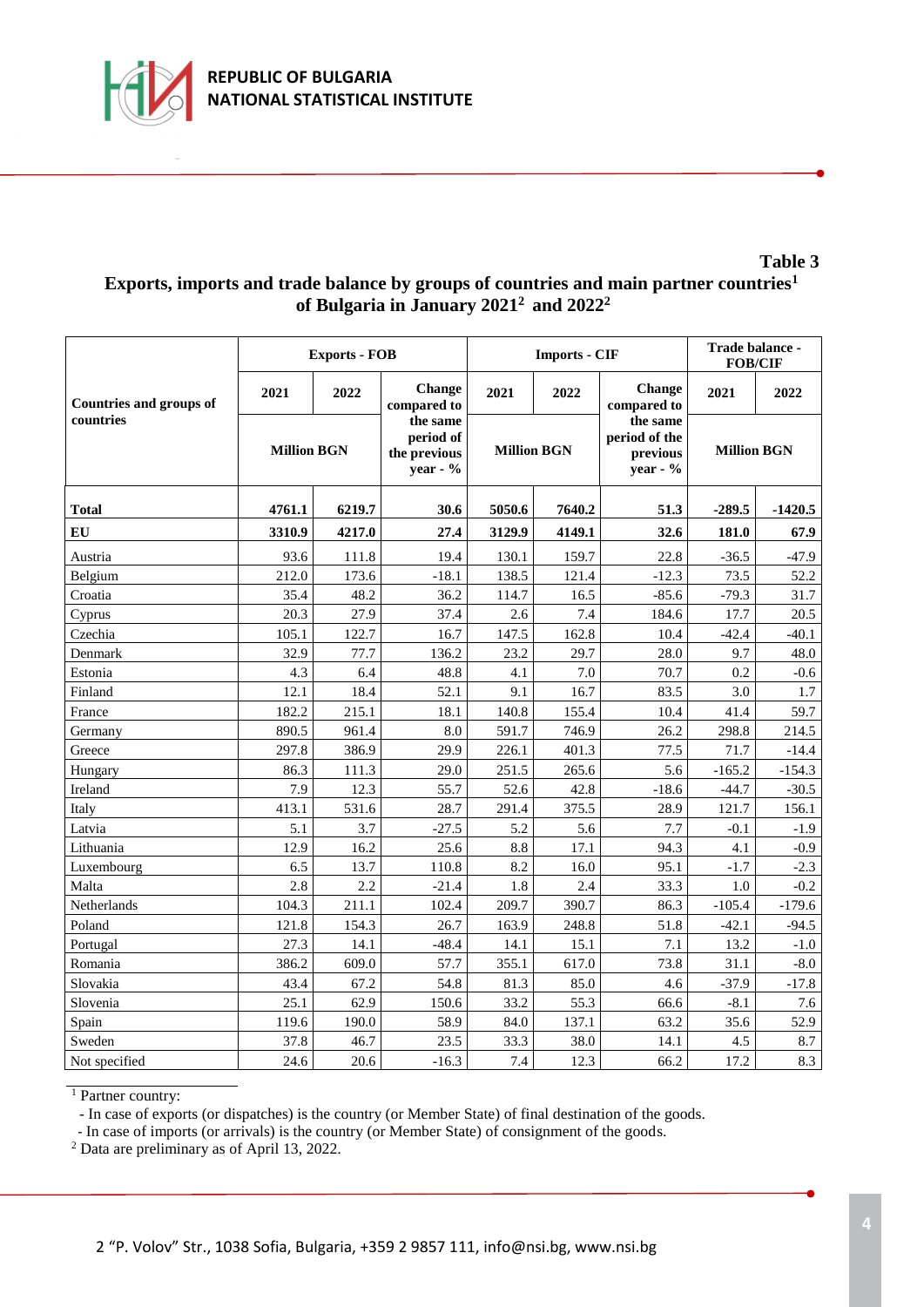**Table 3**

**Exports, imports and trade balance by groups of countries and main partner countries[1] of Bulgaria in January 2021[2] and 2022[2]**

| Countries and groups of countries | Exports - FOB | | | Imports - CIF | | | Trade balance - FOB/CIF | |
|---|---|---|---|---|---|---|---|---|
| | 2021 | 2022 | Change compared to the same period of the previous year - % | 2021 | 2022 | Change compared to the same period of the previous year - % | 2021 | 2022 |
| | Million BGN | | | Million BGN | | | Million BGN | |
| **Total** | **4761.1** | **6219.7** | **30.6** | **5050.6** | **7640.2** | **51.3** | **-289.5** | **-1420.5** |
| **EU** | **3310.9** | **4217.0** | **27.4** | **3129.9** | **4149.1** | **32.6** | **181.0** | **67.9** |
| Austria | 93.6 | 111.8 | 19.4 | 130.1 | 159.7 | 22.8 | -36.5 | -47.9 |
| Belgium | 212.0 | 173.6 | -18.1 | 138.5 | 121.4 | -12.3 | 73.5 | 52.2 |
| Croatia | 35.4 | 48.2 | 36.2 | 114.7 | 16.5 | -85.6 | -79.3 | 31.7 |
| Cyprus | 20.3 | 27.9 | 37.4 | 2.6 | 7.4 | 184.6 | 17.7 | 20.5 |
| Czechia | 105.1 | 122.7 | 16.7 | 147.5 | 162.8 | 10.4 | -42.4 | -40.1 |
| Denmark | 32.9 | 77.7 | 136.2 | 23.2 | 29.7 | 28.0 | 9.7 | 48.0 |
| Estonia | 4.3 | 6.4 | 48.8 | 4.1 | 7.0 | 70.7 | 0.2 | -0.6 |
| Finland | 12.1 | 18.4 | 52.1 | 9.1 | 16.7 | 83.5 | 3.0 | 1.7 |
| France | 182.2 | 215.1 | 18.1 | 140.8 | 155.4 | 10.4 | 41.4 | 59.7 |
| Germany | 890.5 | 961.4 | 8.0 | 591.7 | 746.9 | 26.2 | 298.8 | 214.5 |
| Greece | 297.8 | 386.9 | 29.9 | 226.1 | 401.3 | 77.5 | 71.7 | -14.4 |
| Hungary | 86.3 | 111.3 | 29.0 | 251.5 | 265.6 | 5.6 | -165.2 | -154.3 |
| Ireland | 7.9 | 12.3 | 55.7 | 52.6 | 42.8 | -18.6 | -44.7 | -30.5 |
| Italy | 413.1 | 531.6 | 28.7 | 291.4 | 375.5 | 28.9 | 121.7 | 156.1 |
| Latvia | 5.1 | 3.7 | -27.5 | 5.2 | 5.6 | 7.7 | -0.1 | -1.9 |
| Lithuania | 12.9 | 16.2 | 25.6 | 8.8 | 17.1 | 94.3 | 4.1 | -0.9 |
| Luxembourg | 6.5 | 13.7 | 110.8 | 8.2 | 16.0 | 95.1 | -1.7 | -2.3 |
| Malta | 2.8 | 2.2 | -21.4 | 1.8 | 2.4 | 33.3 | 1.0 | -0.2 |
| Netherlands | 104.3 | 211.1 | 102.4 | 209.7 | 390.7 | 86.3 | -105.4 | -179.6 |
| Poland | 121.8 | 154.3 | 26.7 | 163.9 | 248.8 | 51.8 | -42.1 | -94.5 |
| Portugal | 27.3 | 14.1 | -48.4 | 14.1 | 15.1 | 7.1 | 13.2 | -1.0 |
| Romania | 386.2 | 609.0 | 57.7 | 355.1 | 617.0 | 73.8 | 31.1 | -8.0 |
| Slovakia | 43.4 | 67.2 | 54.8 | 81.3 | 85.0 | 4.6 | -37.9 | -17.8 |
| Slovenia | 25.1 | 62.9 | 150.6 | 33.2 | 55.3 | 66.6 | -8.1 | 7.6 |
| Spain | 119.6 | 190.0 | 58.9 | 84.0 | 137.1 | 63.2 | 35.6 | 52.9 |
| Sweden | 37.8 | 46.7 | 23.5 | 33.3 | 38.0 | 14.1 | 4.5 | 8.7 |
| Not specified | 24.6 | 20.6 | -16.3 | 7.4 | 12.3 | 66.2 | 17.2 | 8.3 |

[1] Partner country:
- In case of exports (or dispatches) is the country (or Member State) of final destination of the goods.
- In case of imports (or arrivals) is the country (or Member State) of consignment of the goods.

[2] Data are preliminary as of April 13, 2022.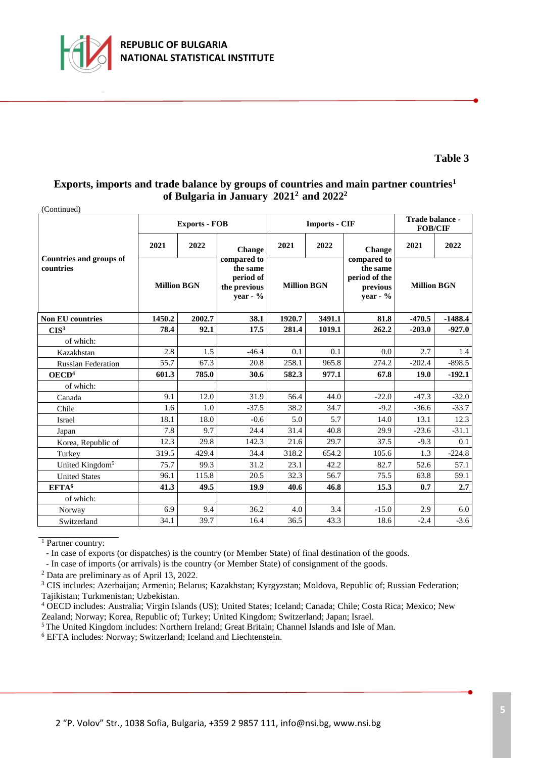**Table 3**

## Exports, imports and trade balance by groups of countries and main partner countries[1] of Bulgaria in January 2021[2] and 2022[2]

(Continued)

| Countries and groups of countries | Exports - FOB | | | Imports - CIF | | | Trade balance - FOB/CIF | |
|---|---|---|---|---|---|---|---|---|
| | 2021 | 2022 | Change compared to the same period of the previous year - % | 2021 | 2022 | Change compared to the same period of the previous year - % | 2021 | 2022 |
| | Million BGN | | | Million BGN | | | Million BGN | |
| **Non EU countries** | **1450.2** | **2002.7** | **38.1** | **1920.7** | **3491.1** | **81.8** | **-470.5** | **-1488.4** |
| **CIS[3]** | **78.4** | **92.1** | **17.5** | **281.4** | **1019.1** | **262.2** | **-203.0** | **-927.0** |
| of which: | | | | | | | | |
| Kazakhstan | 2.8 | 1.5 | -46.4 | 0.1 | 0.1 | 0.0 | 2.7 | 1.4 |
| Russian Federation | 55.7 | 67.3 | 20.8 | 258.1 | 965.8 | 274.2 | -202.4 | -898.5 |
| **OECD[4]** | **601.3** | **785.0** | **30.6** | **582.3** | **977.1** | **67.8** | **19.0** | **-192.1** |
| of which: | | | | | | | | |
| Canada | 9.1 | 12.0 | 31.9 | 56.4 | 44.0 | -22.0 | -47.3 | -32.0 |
| Chile | 1.6 | 1.0 | -37.5 | 38.2 | 34.7 | -9.2 | -36.6 | -33.7 |
| Israel | 18.1 | 18.0 | -0.6 | 5.0 | 5.7 | 14.0 | 13.1 | 12.3 |
| Japan | 7.8 | 9.7 | 24.4 | 31.4 | 40.8 | 29.9 | -23.6 | -31.1 |
| Korea, Republic of | 12.3 | 29.8 | 142.3 | 21.6 | 29.7 | 37.5 | -9.3 | 0.1 |
| Turkey | 319.5 | 429.4 | 34.4 | 318.2 | 654.2 | 105.6 | 1.3 | -224.8 |
| United Kingdom[5] | 75.7 | 99.3 | 31.2 | 23.1 | 42.2 | 82.7 | 52.6 | 57.1 |
| United States | 96.1 | 115.8 | 20.5 | 32.3 | 56.7 | 75.5 | 63.8 | 59.1 |
| **EFTA[6]** | **41.3** | **49.5** | **19.9** | **40.6** | **46.8** | **15.3** | **0.7** | **2.7** |
| of which: | | | | | | | | |
| Norway | 6.9 | 9.4 | 36.2 | 4.0 | 3.4 | -15.0 | 2.9 | 6.0 |
| Switzerland | 34.1 | 39.7 | 16.4 | 36.5 | 43.3 | 18.6 | -2.4 | -3.6 |

[1] Partner country:
- In case of exports (or dispatches) is the country (or Member State) of final destination of the goods.
- In case of imports (or arrivals) is the country (or Member State) of consignment of the goods.

[2] Data are preliminary as of April 13, 2022.

[3] CIS includes: Azerbaijan; Armenia; Belarus; Kazakhstan; Kyrgyzstan; Moldova, Republic of; Russian Federation; Tajikistan; Turkmenistan; Uzbekistan.

[4] OECD includes: Australia; Virgin Islands (US); United States; Iceland; Canada; Chile; Costa Rica; Mexico; New Zealand; Norway; Korea, Republic of; Turkey; United Kingdom; Switzerland; Japan; Israel.

[5] The United Kingdom includes: Northern Ireland; Great Britain; Channel Islands and Isle of Man.

[6] EFTA includes: Norway; Switzerland; Iceland and Liechtenstein.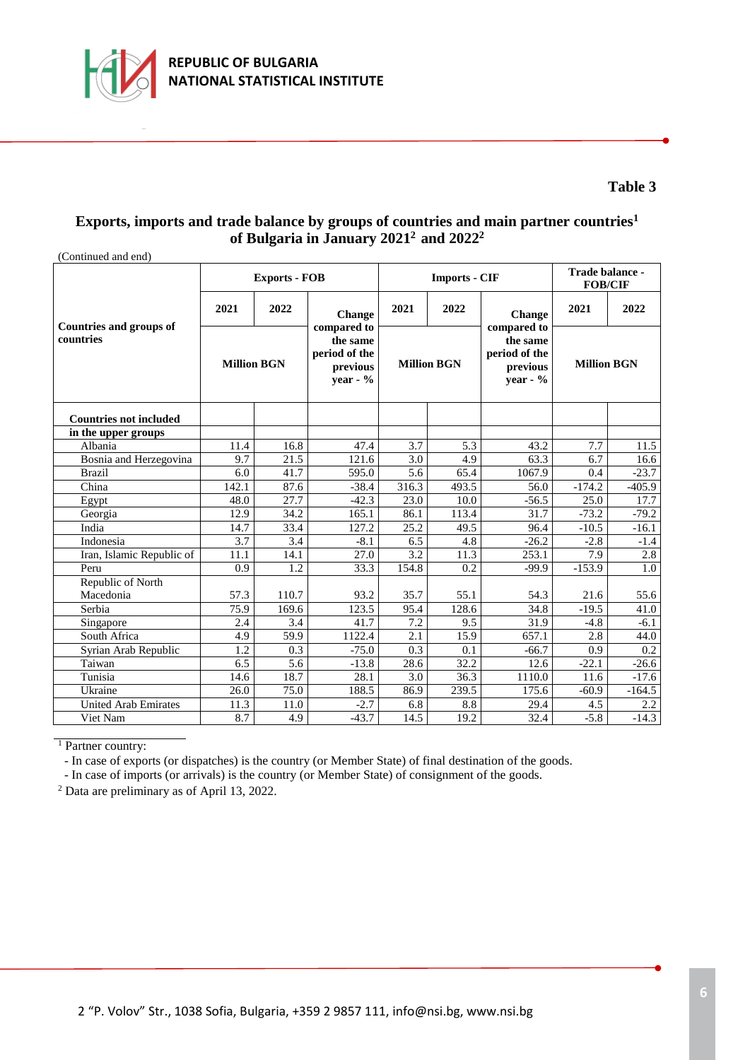**Table 3**

## Exports, imports and trade balance by groups of countries and main partner countries[1] of Bulgaria in January 2021[2] and 2022[2]

(Continued and end)

| Countries and groups of countries | Exports - FOB | | | Imports - CIF | | | Trade balance - FOB/CIF | |
|---|---|---|---|---|---|---|---|---|
| | 2021 | 2022 | Change compared to the same period of the previous year - % | 2021 | 2022 | Change compared to the same period of the previous year - % | 2021 | 2022 |
| | Million BGN | | | Million BGN | | | Million BGN | |
| **Countries not included** | | | | | | | | |
| **in the upper groups** | | | | | | | | |
| Albania | 11.4 | 16.8 | 47.4 | 3.7 | 5.3 | 43.2 | 7.7 | 11.5 |
| Bosnia and Herzegovina | 9.7 | 21.5 | 121.6 | 3.0 | 4.9 | 63.3 | 6.7 | 16.6 |
| Brazil | 6.0 | 41.7 | 595.0 | 5.6 | 65.4 | 1067.9 | 0.4 | -23.7 |
| China | 142.1 | 87.6 | -38.4 | 316.3 | 493.5 | 56.0 | -174.2 | -405.9 |
| Egypt | 48.0 | 27.7 | -42.3 | 23.0 | 10.0 | -56.5 | 25.0 | 17.7 |
| Georgia | 12.9 | 34.2 | 165.1 | 86.1 | 113.4 | 31.7 | -73.2 | -79.2 |
| India | 14.7 | 33.4 | 127.2 | 25.2 | 49.5 | 96.4 | -10.5 | -16.1 |
| Indonesia | 3.7 | 3.4 | -8.1 | 6.5 | 4.8 | -26.2 | -2.8 | -1.4 |
| Iran, Islamic Republic of | 11.1 | 14.1 | 27.0 | 3.2 | 11.3 | 253.1 | 7.9 | 2.8 |
| Peru | 0.9 | 1.2 | 33.3 | 154.8 | 0.2 | -99.9 | -153.9 | 1.0 |
| Republic of North Macedonia | 57.3 | 110.7 | 93.2 | 35.7 | 55.1 | 54.3 | 21.6 | 55.6 |
| Serbia | 75.9 | 169.6 | 123.5 | 95.4 | 128.6 | 34.8 | -19.5 | 41.0 |
| Singapore | 2.4 | 3.4 | 41.7 | 7.2 | 9.5 | 31.9 | -4.8 | -6.1 |
| South Africa | 4.9 | 59.9 | 1122.4 | 2.1 | 15.9 | 657.1 | 2.8 | 44.0 |
| Syrian Arab Republic | 1.2 | 0.3 | -75.0 | 0.3 | 0.1 | -66.7 | 0.9 | 0.2 |
| Taiwan | 6.5 | 5.6 | -13.8 | 28.6 | 32.2 | 12.6 | -22.1 | -26.6 |
| Tunisia | 14.6 | 18.7 | 28.1 | 3.0 | 36.3 | 1110.0 | 11.6 | -17.6 |
| Ukraine | 26.0 | 75.0 | 188.5 | 86.9 | 239.5 | 175.6 | -60.9 | -164.5 |
| United Arab Emirates | 11.3 | 11.0 | -2.7 | 6.8 | 8.8 | 29.4 | 4.5 | 2.2 |
| Viet Nam | 8.7 | 4.9 | -43.7 | 14.5 | 19.2 | 32.4 | -5.8 | -14.3 |

[1] Partner country:

- In case of exports (or dispatches) is the country (or Member State) of final destination of the goods.
- In case of imports (or arrivals) is the country (or Member State) of consignment of the goods.

[2] Data are preliminary as of April 13, 2022.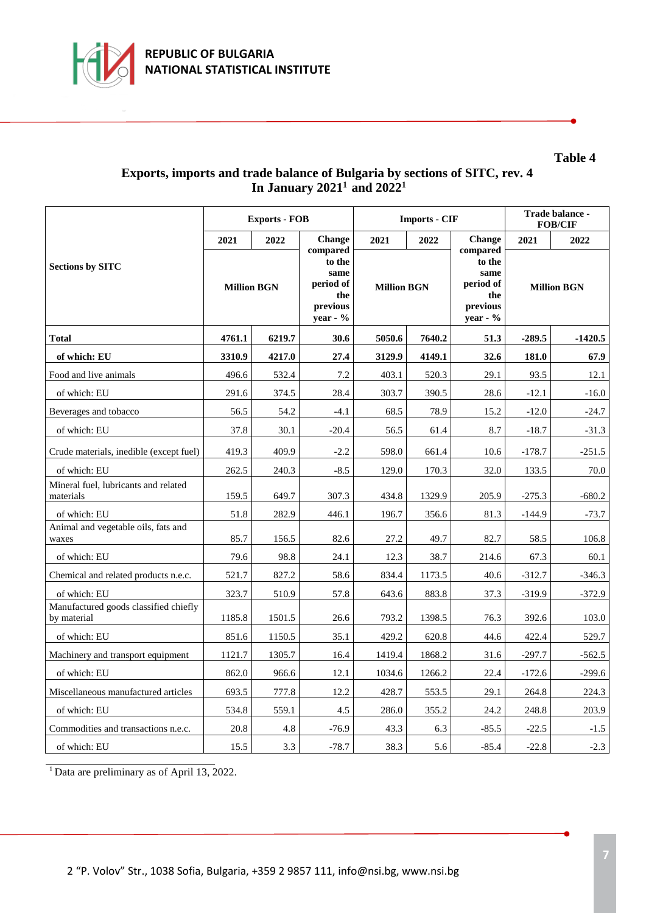REPUBLIC OF BULGARIA
NATIONAL STATISTICAL INSTITUTE

**Table 4**

## Exports, imports and trade balance of Bulgaria by sections of SITC, rev. 4 In January 2021[1] and 2022[1]

| Sections by SITC | Exports - FOB | | | Imports - CIF | | | Trade balance - FOB/CIF | |
|---|---|---|---|---|---|---|---|---|
| | 2021 | 2022 | Change compared to the same period of the previous year - % | 2021 | 2022 | Change compared to the same period of the previous year - % | 2021 | 2022 |
| | Million BGN | | | Million BGN | | | Million BGN | |
| **Total** | **4761.1** | **6219.7** | **30.6** | **5050.6** | **7640.2** | **51.3** | **-289.5** | **-1420.5** |
| **of which: EU** | **3310.9** | **4217.0** | **27.4** | **3129.9** | **4149.1** | **32.6** | **181.0** | **67.9** |
| Food and live animals | 496.6 | 532.4 | 7.2 | 403.1 | 520.3 | 29.1 | 93.5 | 12.1 |
| of which: EU | 291.6 | 374.5 | 28.4 | 303.7 | 390.5 | 28.6 | -12.1 | -16.0 |
| Beverages and tobacco | 56.5 | 54.2 | -4.1 | 68.5 | 78.9 | 15.2 | -12.0 | -24.7 |
| of which: EU | 37.8 | 30.1 | -20.4 | 56.5 | 61.4 | 8.7 | -18.7 | -31.3 |
| Crude materials, inedible (except fuel) | 419.3 | 409.9 | -2.2 | 598.0 | 661.4 | 10.6 | -178.7 | -251.5 |
| of which: EU | 262.5 | 240.3 | -8.5 | 129.0 | 170.3 | 32.0 | 133.5 | 70.0 |
| Mineral fuel, lubricants and related materials | 159.5 | 649.7 | 307.3 | 434.8 | 1329.9 | 205.9 | -275.3 | -680.2 |
| of which: EU | 51.8 | 282.9 | 446.1 | 196.7 | 356.6 | 81.3 | -144.9 | -73.7 |
| Animal and vegetable oils, fats and waxes | 85.7 | 156.5 | 82.6 | 27.2 | 49.7 | 82.7 | 58.5 | 106.8 |
| of which: EU | 79.6 | 98.8 | 24.1 | 12.3 | 38.7 | 214.6 | 67.3 | 60.1 |
| Chemical and related products n.e.c. | 521.7 | 827.2 | 58.6 | 834.4 | 1173.5 | 40.6 | -312.7 | -346.3 |
| of which: EU | 323.7 | 510.9 | 57.8 | 643.6 | 883.8 | 37.3 | -319.9 | -372.9 |
| Manufactured goods classified chiefly by material | 1185.8 | 1501.5 | 26.6 | 793.2 | 1398.5 | 76.3 | 392.6 | 103.0 |
| of which: EU | 851.6 | 1150.5 | 35.1 | 429.2 | 620.8 | 44.6 | 422.4 | 529.7 |
| Machinery and transport equipment | 1121.7 | 1305.7 | 16.4 | 1419.4 | 1868.2 | 31.6 | -297.7 | -562.5 |
| of which: EU | 862.0 | 966.6 | 12.1 | 1034.6 | 1266.2 | 22.4 | -172.6 | -299.6 |
| Miscellaneous manufactured articles | 693.5 | 777.8 | 12.2 | 428.7 | 553.5 | 29.1 | 264.8 | 224.3 |
| of which: EU | 534.8 | 559.1 | 4.5 | 286.0 | 355.2 | 24.2 | 248.8 | 203.9 |
| Commodities and transactions n.e.c. | 20.8 | 4.8 | -76.9 | 43.3 | 6.3 | -85.5 | -22.5 | -1.5 |
| of which: EU | 15.5 | 3.3 | -78.7 | 38.3 | 5.6 | -85.4 | -22.8 | -2.3 |

[1] Data are preliminary as of April 13, 2022.

2 "P. Volov" Str., 1038 Sofia, Bulgaria, +359 2 9857 111, info@nsi.bg, www.nsi.bg